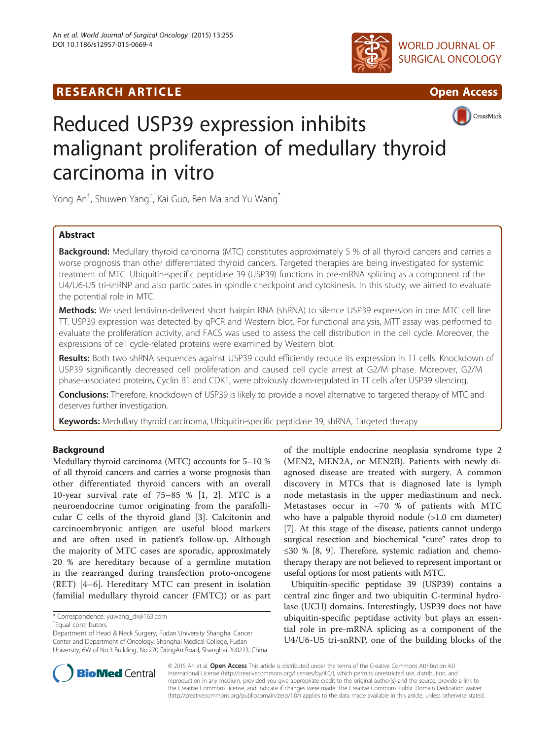# Reduced USP39 expression inhibits malignant proliferation of medullary thyroid carcinoma in vitro

Yong An[†], Shuwen Yang[†], Kai Guo, Ben Ma and Yu Wang[*]

## Abstract

**Background:** Medullary thyroid carcinoma (MTC) constitutes approximately 5 % of all thyroid cancers and carries a worse prognosis than other differentiated thyroid cancers. Targeted therapies are being investigated for systemic treatment of MTC. Ubiquitin-specific peptidase 39 (USP39) functions in pre-mRNA splicing as a component of the U4/U6-U5 tri-snRNP and also participates in spindle checkpoint and cytokinesis. In this study, we aimed to evaluate the potential role in MTC.

**Methods:** We used lentivirus-delivered short hairpin RNA (shRNA) to silence USP39 expression in one MTC cell line TT. USP39 expression was detected by qPCR and Western blot. For functional analysis, MTT assay was performed to evaluate the proliferation activity, and FACS was used to assess the cell distribution in the cell cycle. Moreover, the expressions of cell cycle-related proteins were examined by Western blot.

**Results:** Both two shRNA sequences against USP39 could efficiently reduce its expression in TT cells. Knockdown of USP39 significantly decreased cell proliferation and caused cell cycle arrest at G2/M phase. Moreover, G2/M phase-associated proteins, Cyclin B1 and CDK1, were obviously down-regulated in TT cells after USP39 silencing.

**Conclusions:** Therefore, knockdown of USP39 is likely to provide a novel alternative to targeted therapy of MTC and deserves further investigation.

**Keywords:** Medullary thyroid carcinoma, Ubiquitin-specific peptidase 39, shRNA, Targeted therapy

## Background

Medullary thyroid carcinoma (MTC) accounts for 5–10 % of all thyroid cancers and carries a worse prognosis than other differentiated thyroid cancers with an overall 10-year survival rate of 75–85 % [1, 2]. MTC is a neuroendocrine tumor originating from the parafollicular C cells of the thyroid gland [3]. Calcitonin and carcinoembryonic antigen are useful blood markers and are often used in patient's follow-up. Although the majority of MTC cases are sporadic, approximately 20 % are hereditary because of a germline mutation in the rearranged during transfection proto-oncogene (RET) [4–6]. Hereditary MTC can present in isolation (familial medullary thyroid cancer (FMTC)) or as part of the multiple endocrine neoplasia syndrome type 2 (MEN2, MEN2A, or MEN2B). Patients with newly diagnosed disease are treated with surgery. A common discovery in MTCs that is diagnosed late is lymph node metastasis in the upper mediastinum and neck. Metastases occur in ~70 % of patients with MTC who have a palpable thyroid nodule (>1.0 cm diameter) [7]. At this stage of the disease, patients cannot undergo surgical resection and biochemical "cure" rates drop to ≤30 % [8, 9]. Therefore, systemic radiation and chemotherapy therapy are not believed to represent important or useful options for most patients with MTC.

Ubiquitin-specific peptidase 39 (USP39) contains a central zinc finger and two ubiquitin C-terminal hydrolase (UCH) domains. Interestingly, USP39 does not have ubiquitin-specific peptidase activity but plays an essential role in pre-mRNA splicing as a component of the U4/U6-U5 tri-snRNP, one of the building blocks of the

\* Correspondence: yuwang_dr@163.com
†Equal contributors
Department of Head & Neck Surgery, Fudan University Shanghai Cancer Center and Department of Oncology, Shanghai Medical College, Fudan University, 6W of No.3 Building, No.270 DongAn Road, Shanghai 200223, China

© 2015 An et al. **Open Access** This article is distributed under the terms of the Creative Commons Attribution 4.0 International License (http://creativecommons.org/licenses/by/4.0/), which permits unrestricted use, distribution, and reproduction in any medium, provided you give appropriate credit to the original author(s) and the source, provide a link to the Creative Commons license, and indicate if changes were made. The Creative Commons Public Domain Dedication waiver (http://creativecommons.org/publicdomain/zero/1.0/) applies to the data made available in this article, unless otherwise stated.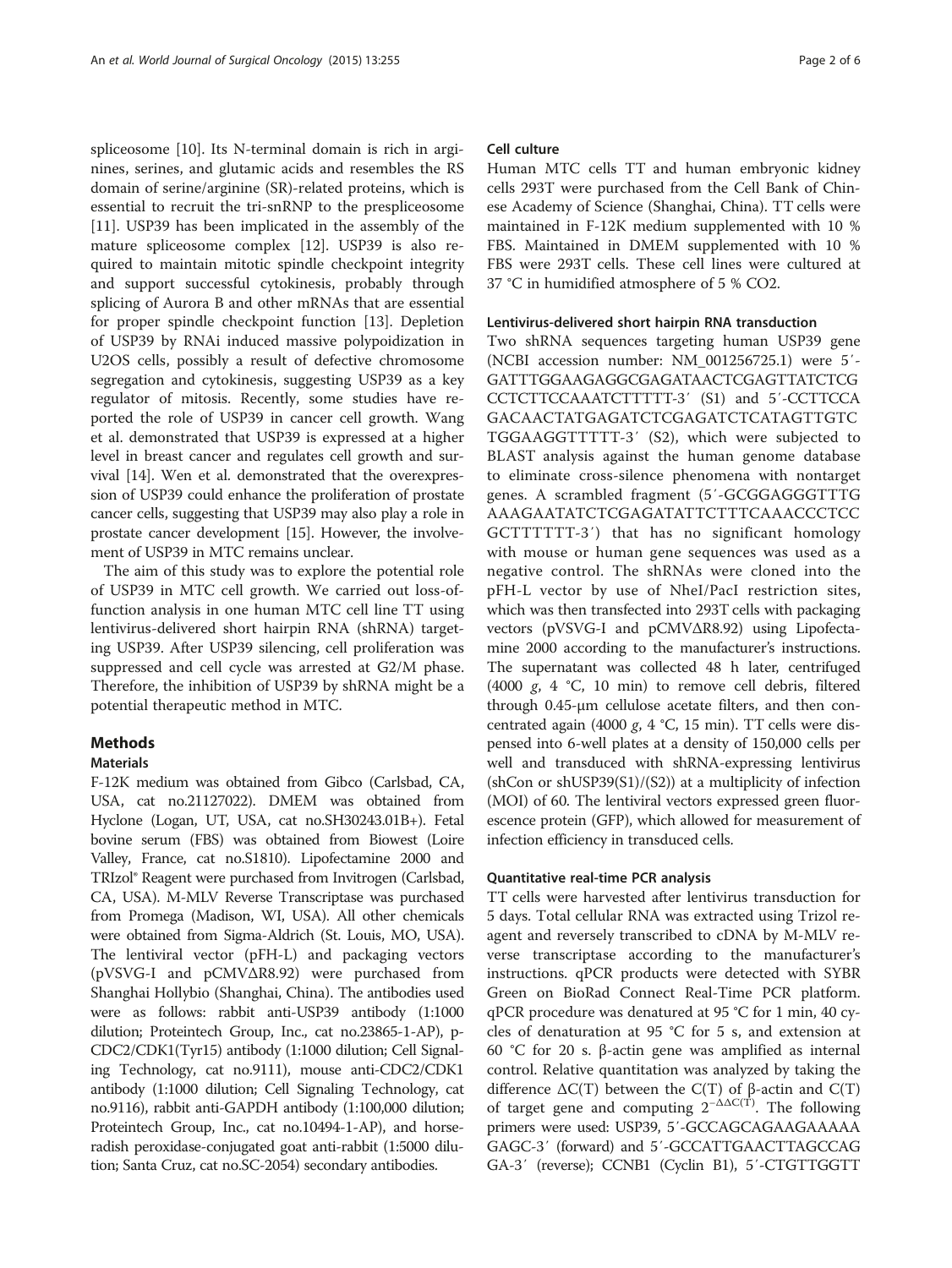spliceosome [10]. Its N-terminal domain is rich in arginines, serines, and glutamic acids and resembles the RS domain of serine/arginine (SR)-related proteins, which is essential to recruit the tri-snRNP to the prespliceosome [11]. USP39 has been implicated in the assembly of the mature spliceosome complex [12]. USP39 is also required to maintain mitotic spindle checkpoint integrity and support successful cytokinesis, probably through splicing of Aurora B and other mRNAs that are essential for proper spindle checkpoint function [13]. Depletion of USP39 by RNAi induced massive polypoidization in U2OS cells, possibly a result of defective chromosome segregation and cytokinesis, suggesting USP39 as a key regulator of mitosis. Recently, some studies have reported the role of USP39 in cancer cell growth. Wang et al. demonstrated that USP39 is expressed at a higher level in breast cancer and regulates cell growth and survival [14]. Wen et al. demonstrated that the overexpression of USP39 could enhance the proliferation of prostate cancer cells, suggesting that USP39 may also play a role in prostate cancer development [15]. However, the involvement of USP39 in MTC remains unclear.

The aim of this study was to explore the potential role of USP39 in MTC cell growth. We carried out loss-of-function analysis in one human MTC cell line TT using lentivirus-delivered short hairpin RNA (shRNA) targeting USP39. After USP39 silencing, cell proliferation was suppressed and cell cycle was arrested at G2/M phase. Therefore, the inhibition of USP39 by shRNA might be a potential therapeutic method in MTC.

## Methods

### Materials

F-12K medium was obtained from Gibco (Carlsbad, CA, USA, cat no.21127022). DMEM was obtained from Hyclone (Logan, UT, USA, cat no.SH30243.01B+). Fetal bovine serum (FBS) was obtained from Biowest (Loire Valley, France, cat no.S1810). Lipofectamine 2000 and TRIzol® Reagent were purchased from Invitrogen (Carlsbad, CA, USA). M-MLV Reverse Transcriptase was purchased from Promega (Madison, WI, USA). All other chemicals were obtained from Sigma-Aldrich (St. Louis, MO, USA). The lentiviral vector (pFH-L) and packaging vectors (pVSVG-I and pCMVΔR8.92) were purchased from Shanghai Hollybio (Shanghai, China). The antibodies used were as follows: rabbit anti-USP39 antibody (1:1000 dilution; Proteintech Group, Inc., cat no.23865-1-AP), p-CDC2/CDK1(Tyr15) antibody (1:1000 dilution; Cell Signaling Technology, cat no.9111), mouse anti-CDC2/CDK1 antibody (1:1000 dilution; Cell Signaling Technology, cat no.9116), rabbit anti-GAPDH antibody (1:100,000 dilution; Proteintech Group, Inc., cat no.10494-1-AP), and horseradish peroxidase-conjugated goat anti-rabbit (1:5000 dilution; Santa Cruz, cat no.SC-2054) secondary antibodies.

### Cell culture

Human MTC cells TT and human embryonic kidney cells 293T were purchased from the Cell Bank of Chinese Academy of Science (Shanghai, China). TT cells were maintained in F-12K medium supplemented with 10 % FBS. Maintained in DMEM supplemented with 10 % FBS were 293T cells. These cell lines were cultured at 37 °C in humidified atmosphere of 5 % CO2.

### Lentivirus-delivered short hairpin RNA transduction

Two shRNA sequences targeting human USP39 gene (NCBI accession number: NM_001256725.1) were 5′-GATTTGGAAGAGGCGAGATAACTCGAGTTATCTCGCCTCTTCCAAATCTTTTT-3′ (S1) and 5′-CCTTCCAGACAACTATGAGATCTCGAGATCTCATAGTTGTCTGGAAGGTTTTTT-3′ (S2), which were subjected to BLAST analysis against the human genome database to eliminate cross-silence phenomena with nontarget genes. A scrambled fragment (5′-GCGGAGGGTTTGAAAGAATATCTCGAGATATTCTTTCAAACCCTCCGCTTTTTT-3′) that has no significant homology with mouse or human gene sequences was used as a negative control. The shRNAs were cloned into the pFH-L vector by use of NheI/PacI restriction sites, which was then transfected into 293T cells with packaging vectors (pVSVG-I and pCMVΔR8.92) using Lipofectamine 2000 according to the manufacturer's instructions. The supernatant was collected 48 h later, centrifuged (4000 *g*, 4 °C, 10 min) to remove cell debris, filtered through 0.45-μm cellulose acetate filters, and then concentrated again (4000 *g*, 4 °C, 15 min). TT cells were dispensed into 6-well plates at a density of 150,000 cells per well and transduced with shRNA-expressing lentivirus (shCon or shUSP39(S1)/(S2)) at a multiplicity of infection (MOI) of 60. The lentiviral vectors expressed green fluorescence protein (GFP), which allowed for measurement of infection efficiency in transduced cells.

### Quantitative real-time PCR analysis

TT cells were harvested after lentivirus transduction for 5 days. Total cellular RNA was extracted using Trizol reagent and reversely transcribed to cDNA by M-MLV reverse transcriptase according to the manufacturer's instructions. qPCR products were detected with SYBR Green on BioRad Connect Real-Time PCR platform. qPCR procedure was denatured at 95 °C for 1 min, 40 cycles of denaturation at 95 °C for 5 s, and extension at 60 °C for 20 s. β-actin gene was amplified as internal control. Relative quantitation was analyzed by taking the difference ΔC(T) between the C(T) of β-actin and C(T) of target gene and computing $2^{-\Delta\Delta C(T)}$. The following primers were used: USP39, 5′-GCCAGCAGAAGAAAAAGAGC-3′ (forward) and 5′-GCCATTGAACTTAGCCAGGA-3′ (reverse); CCNB1 (Cyclin B1), 5′-CTGTTGGTT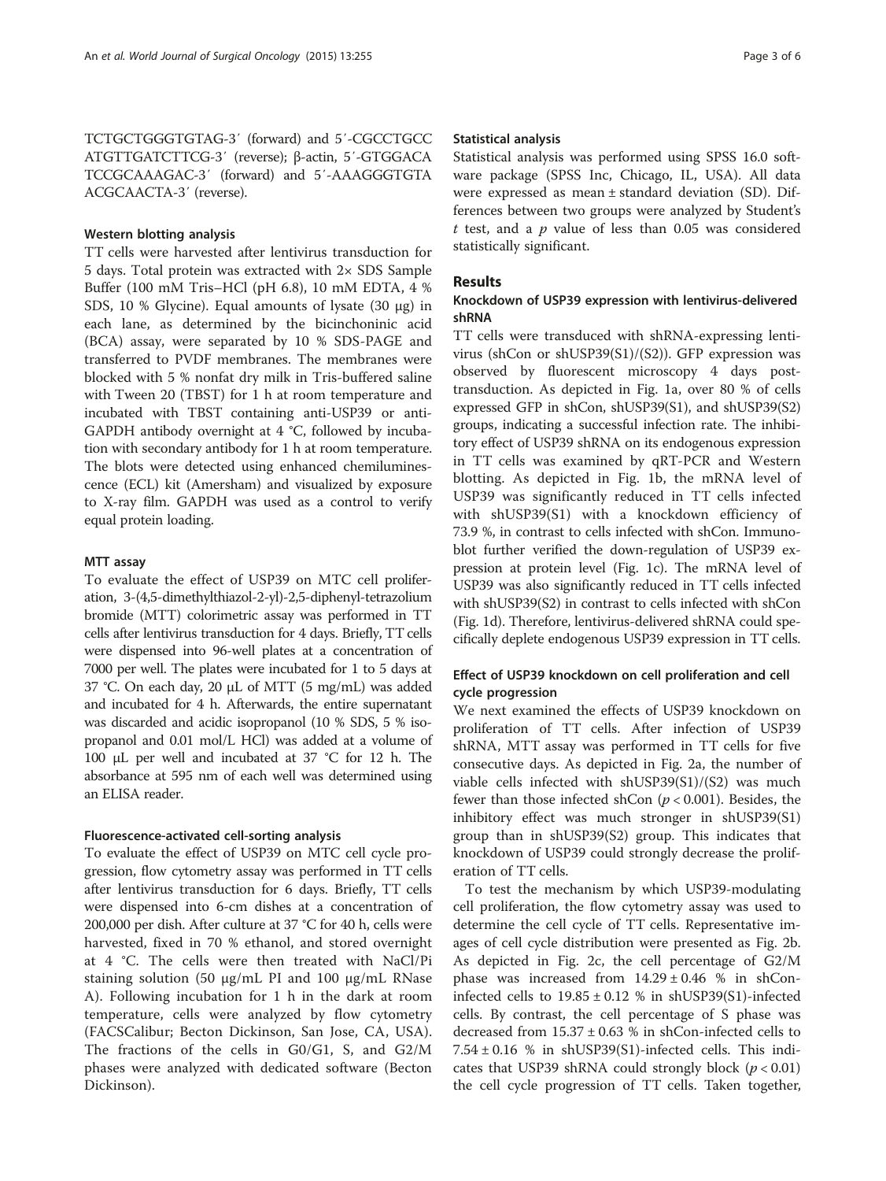TCTGCTGGGTGTAG-3′ (forward) and 5′-CGCCTGCC ATGTTGATCTTCG-3′ (reverse); β-actin, 5′-GTGGACA TCCGCAAAGAC-3′ (forward) and 5′-AAAGGGTGTA ACGCAACTA-3′ (reverse).

#### Western blotting analysis

TT cells were harvested after lentivirus transduction for 5 days. Total protein was extracted with 2× SDS Sample Buffer (100 mM Tris–HCl (pH 6.8), 10 mM EDTA, 4 % SDS, 10 % Glycine). Equal amounts of lysate (30 μg) in each lane, as determined by the bicinchoninic acid (BCA) assay, were separated by 10 % SDS-PAGE and transferred to PVDF membranes. The membranes were blocked with 5 % nonfat dry milk in Tris-buffered saline with Tween 20 (TBST) for 1 h at room temperature and incubated with TBST containing anti-USP39 or anti-GAPDH antibody overnight at 4 °C, followed by incubation with secondary antibody for 1 h at room temperature. The blots were detected using enhanced chemiluminescence (ECL) kit (Amersham) and visualized by exposure to X-ray film. GAPDH was used as a control to verify equal protein loading.

#### MTT assay

To evaluate the effect of USP39 on MTC cell proliferation, 3-(4,5-dimethylthiazol-2-yl)-2,5-diphenyl-tetrazolium bromide (MTT) colorimetric assay was performed in TT cells after lentivirus transduction for 4 days. Briefly, TT cells were dispensed into 96-well plates at a concentration of 7000 per well. The plates were incubated for 1 to 5 days at 37 °C. On each day, 20 μL of MTT (5 mg/mL) was added and incubated for 4 h. Afterwards, the entire supernatant was discarded and acidic isopropanol (10 % SDS, 5 % isopropanol and 0.01 mol/L HCl) was added at a volume of 100 μL per well and incubated at 37 °C for 12 h. The absorbance at 595 nm of each well was determined using an ELISA reader.

#### Fluorescence-activated cell-sorting analysis

To evaluate the effect of USP39 on MTC cell cycle progression, flow cytometry assay was performed in TT cells after lentivirus transduction for 6 days. Briefly, TT cells were dispensed into 6-cm dishes at a concentration of 200,000 per dish. After culture at 37 °C for 40 h, cells were harvested, fixed in 70 % ethanol, and stored overnight at 4 °C. The cells were then treated with NaCl/Pi staining solution (50 μg/mL PI and 100 μg/mL RNase A). Following incubation for 1 h in the dark at room temperature, cells were analyzed by flow cytometry (FACSCalibur; Becton Dickinson, San Jose, CA, USA). The fractions of the cells in G0/G1, S, and G2/M phases were analyzed with dedicated software (Becton Dickinson).

#### Statistical analysis

Statistical analysis was performed using SPSS 16.0 software package (SPSS Inc, Chicago, IL, USA). All data were expressed as mean ± standard deviation (SD). Differences between two groups were analyzed by Student's $t$ test, and a $p$ value of less than 0.05 was considered statistically significant.

## Results

### Knockdown of USP39 expression with lentivirus-delivered shRNA

TT cells were transduced with shRNA-expressing lentivirus (shCon or shUSP39(S1)/(S2)). GFP expression was observed by fluorescent microscopy 4 days post-transduction. As depicted in Fig. 1a, over 80 % of cells expressed GFP in shCon, shUSP39(S1), and shUSP39(S2) groups, indicating a successful infection rate. The inhibitory effect of USP39 shRNA on its endogenous expression in TT cells was examined by qRT-PCR and Western blotting. As depicted in Fig. 1b, the mRNA level of USP39 was significantly reduced in TT cells infected with shUSP39(S1) with a knockdown efficiency of 73.9 %, in contrast to cells infected with shCon. Immunoblot further verified the down-regulation of USP39 expression at protein level (Fig. 1c). The mRNA level of USP39 was also significantly reduced in TT cells infected with shUSP39(S2) in contrast to cells infected with shCon (Fig. 1d). Therefore, lentivirus-delivered shRNA could specifically deplete endogenous USP39 expression in TT cells.

### Effect of USP39 knockdown on cell proliferation and cell cycle progression

We next examined the effects of USP39 knockdown on proliferation of TT cells. After infection of USP39 shRNA, MTT assay was performed in TT cells for five consecutive days. As depicted in Fig. 2a, the number of viable cells infected with shUSP39(S1)/(S2) was much fewer than those infected shCon ($p < 0.001$). Besides, the inhibitory effect was much stronger in shUSP39(S1) group than in shUSP39(S2) group. This indicates that knockdown of USP39 could strongly decrease the proliferation of TT cells.

To test the mechanism by which USP39-modulating cell proliferation, the flow cytometry assay was used to determine the cell cycle of TT cells. Representative images of cell cycle distribution were presented as Fig. 2b. As depicted in Fig. 2c, the cell percentage of G2/M phase was increased from $14.29 \pm 0.46$ % in shCon-infected cells to $19.85 \pm 0.12$ % in shUSP39(S1)-infected cells. By contrast, the cell percentage of S phase was decreased from $15.37 \pm 0.63$ % in shCon-infected cells to $7.54 \pm 0.16$ % in shUSP39(S1)-infected cells. This indicates that USP39 shRNA could strongly block ($p < 0.01$) the cell cycle progression of TT cells. Taken together,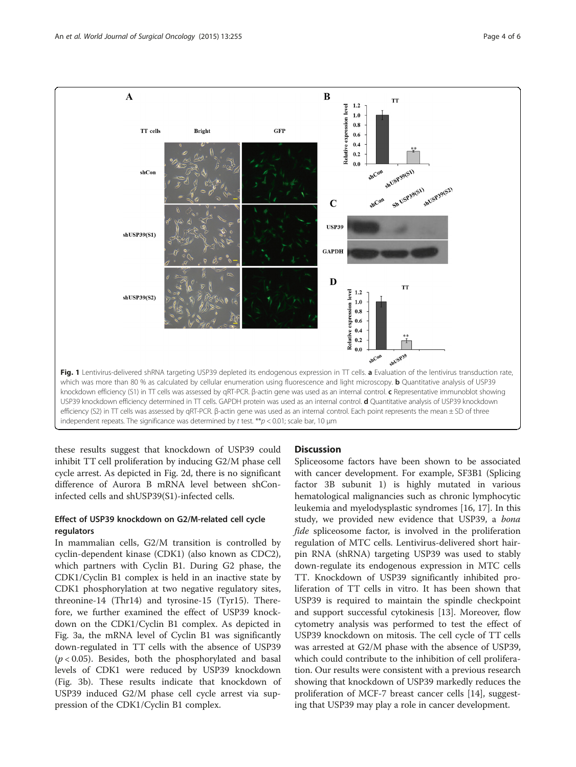**Fig. 1** Lentivirus-delivered shRNA targeting USP39 depleted its endogenous expression in TT cells. **a** Evaluation of the lentivirus transduction rate, which was more than 80 % as calculated by cellular enumeration using fluorescence and light microscopy. **b** Quantitative analysis of USP39 knockdown efficiency (S1) in TT cells was assessed by qRT-PCR. β-actin gene was used as an internal control. **c** Representative immunoblot showing USP39 knockdown efficiency determined in TT cells. GAPDH protein was used as an internal control. **d** Quantitative analysis of USP39 knockdown efficiency (S2) in TT cells was assessed by qRT-PCR. β-actin gene was used as an internal control. Each point represents the mean ± SD of three independent repeats. The significance was determined by *t* test. ** $p < 0.01$; scale bar, 10 μm

these results suggest that knockdown of USP39 could inhibit TT cell proliferation by inducing G2/M phase cell cycle arrest. As depicted in Fig. 2d, there is no significant difference of Aurora B mRNA level between shCon-infected cells and shUSP39(S1)-infected cells.

### Effect of USP39 knockdown on G2/M-related cell cycle regulators

In mammalian cells, G2/M transition is controlled by cyclin-dependent kinase (CDK1) (also known as CDC2), which partners with Cyclin B1. During G2 phase, the CDK1/Cyclin B1 complex is held in an inactive state by CDK1 phosphorylation at two negative regulatory sites, threonine-14 (Thr14) and tyrosine-15 (Tyr15). Therefore, we further examined the effect of USP39 knockdown on the CDK1/Cyclin B1 complex. As depicted in Fig. 3a, the mRNA level of Cyclin B1 was significantly down-regulated in TT cells with the absence of USP39 ($p < 0.05$). Besides, both the phosphorylated and basal levels of CDK1 were reduced by USP39 knockdown (Fig. 3b). These results indicate that knockdown of USP39 induced G2/M phase cell cycle arrest via suppression of the CDK1/Cyclin B1 complex.

## Discussion

Spliceosome factors have been shown to be associated with cancer development. For example, SF3B1 (Splicing factor 3B subunit 1) is highly mutated in various hematological malignancies such as chronic lymphocytic leukemia and myelodysplastic syndromes [16, 17]. In this study, we provided new evidence that USP39, a *bona fide* spliceosome factor, is involved in the proliferation regulation of MTC cells. Lentivirus-delivered short hairpin RNA (shRNA) targeting USP39 was used to stably down-regulate its endogenous expression in MTC cells TT. Knockdown of USP39 significantly inhibited proliferation of TT cells in vitro. It has been shown that USP39 is required to maintain the spindle checkpoint and support successful cytokinesis [13]. Moreover, flow cytometry analysis was performed to test the effect of USP39 knockdown on mitosis. The cell cycle of TT cells was arrested at G2/M phase with the absence of USP39, which could contribute to the inhibition of cell proliferation. Our results were consistent with a previous research showing that knockdown of USP39 markedly reduces the proliferation of MCF-7 breast cancer cells [14], suggesting that USP39 may play a role in cancer development.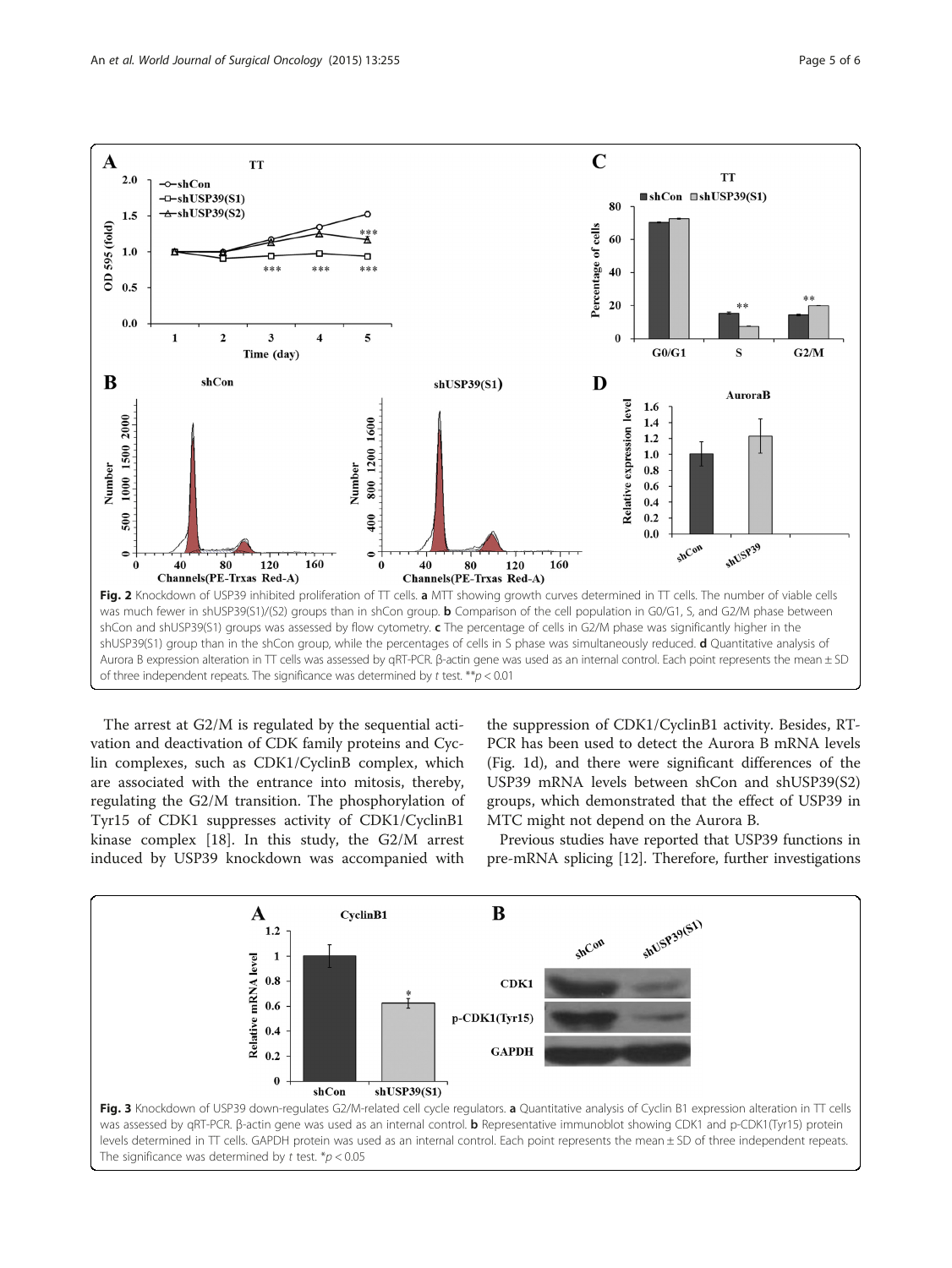**Fig. 2** Knockdown of USP39 inhibited proliferation of TT cells. **a** MTT showing growth curves determined in TT cells. The number of viable cells was much fewer in shUSP39(S1)/(S2) groups than in shCon group. **b** Comparison of the cell population in G0/G1, S, and G2/M phase between shCon and shUSP39(S1) groups was assessed by flow cytometry. **c** The percentage of cells in G2/M phase was significantly higher in the shUSP39(S1) group than in the shCon group, while the percentages of cells in S phase was simultaneously reduced. **d** Quantitative analysis of Aurora B expression alteration in TT cells was assessed by qRT-PCR. β-actin gene was used as an internal control. Each point represents the mean ± SD of three independent repeats. The significance was determined by *t* test. $^{**}p < 0.01$

The arrest at G2/M is regulated by the sequential activation and deactivation of CDK family proteins and Cyclin complexes, such as CDK1/CyclinB complex, which are associated with the entrance into mitosis, thereby, regulating the G2/M transition. The phosphorylation of Tyr15 of CDK1 suppresses activity of CDK1/CyclinB1 kinase complex [18]. In this study, the G2/M arrest induced by USP39 knockdown was accompanied with the suppression of CDK1/CyclinB1 activity. Besides, RT-PCR has been used to detect the Aurora B mRNA levels (Fig. 1d), and there were significant differences of the USP39 mRNA levels between shCon and shUSP39(S2) groups, which demonstrated that the effect of USP39 in MTC might not depend on the Aurora B.

Previous studies have reported that USP39 functions in pre-mRNA splicing [12]. Therefore, further investigations

**Fig. 3** Knockdown of USP39 down-regulates G2/M-related cell cycle regulators. **a** Quantitative analysis of Cyclin B1 expression alteration in TT cells was assessed by qRT-PCR. β-actin gene was used as an internal control. **b** Representative immunoblot showing CDK1 and p-CDK1(Tyr15) protein levels determined in TT cells. GAPDH protein was used as an internal control. Each point represents the mean ± SD of three independent repeats. The significance was determined by *t* test. $^{*}p < 0.05$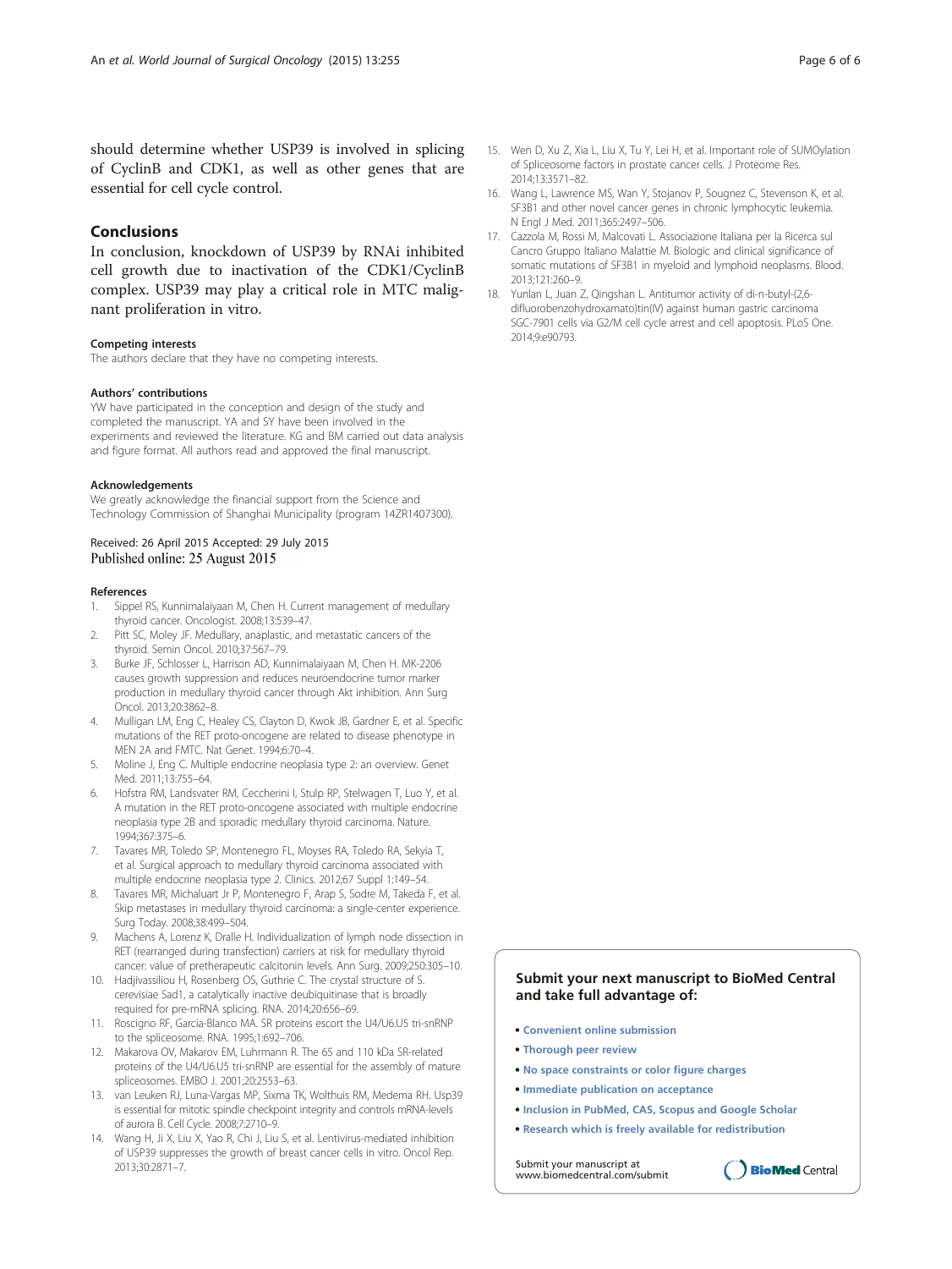should determine whether USP39 is involved in splicing of CyclinB and CDK1, as well as other genes that are essential for cell cycle control.

## Conclusions

In conclusion, knockdown of USP39 by RNAi inhibited cell growth due to inactivation of the CDK1/CyclinB complex. USP39 may play a critical role in MTC malignant proliferation in vitro.

#### Competing interests

The authors declare that they have no competing interests.

#### Authors' contributions

YW have participated in the conception and design of the study and completed the manuscript. YA and SY have been involved in the experiments and reviewed the literature. KG and BM carried out data analysis and figure format. All authors read and approved the final manuscript.

#### Acknowledgements

We greatly acknowledge the financial support from the Science and Technology Commission of Shanghai Municipality (program 14ZR1407300).

Received: 26 April 2015 Accepted: 29 July 2015
Published online: 25 August 2015

#### References

1. Sippel RS, Kunnimalaiyaan M, Chen H. Current management of medullary thyroid cancer. Oncologist. 2008;13:539–47.
2. Pitt SC, Moley JF. Medullary, anaplastic, and metastatic cancers of the thyroid. Semin Oncol. 2010;37:567–79.
3. Burke JF, Schlosser L, Harrison AD, Kunnimalaiyaan M, Chen H. MK-2206 causes growth suppression and reduces neuroendocrine tumor marker production in medullary thyroid cancer through Akt inhibition. Ann Surg Oncol. 2013;20:3862–8.
4. Mulligan LM, Eng C, Healey CS, Clayton D, Kwok JB, Gardner E, et al. Specific mutations of the RET proto-oncogene are related to disease phenotype in MEN 2A and FMTC. Nat Genet. 1994;6:70–4.
5. Moline J, Eng C. Multiple endocrine neoplasia type 2: an overview. Genet Med. 2011;13:755–64.
6. Hofstra RM, Landsvater RM, Ceccherini I, Stulp RP, Stelwagen T, Luo Y, et al. A mutation in the RET proto-oncogene associated with multiple endocrine neoplasia type 2B and sporadic medullary thyroid carcinoma. Nature. 1994;367:375–6.
7. Tavares MR, Toledo SP, Montenegro FL, Moyses RA, Toledo RA, Sekyia T, et al. Surgical approach to medullary thyroid carcinoma associated with multiple endocrine neoplasia type 2. Clinics. 2012;67 Suppl 1:149–54.
8. Tavares MR, Michaluart Jr P, Montenegro F, Arap S, Sodre M, Takeda F, et al. Skip metastases in medullary thyroid carcinoma: a single-center experience. Surg Today. 2008;38:499–504.
9. Machens A, Lorenz K, Dralle H. Individualization of lymph node dissection in RET (rearranged during transfection) carriers at risk for medullary thyroid cancer: value of pretherapeutic calcitonin levels. Ann Surg. 2009;250:305–10.
10. Hadjivassiliou H, Rosenberg OS, Guthrie C. The crystal structure of S. cerevisiae Sad1, a catalytically inactive deubiquitinase that is broadly required for pre-mRNA splicing. RNA. 2014;20:656–69.
11. Roscigno RF, Garcia-Blanco MA. SR proteins escort the U4/U6.U5 tri-snRNP to the spliceosome. RNA. 1995;1:692–706.
12. Makarova OV, Makarov EM, Luhrmann R. The 65 and 110 kDa SR-related proteins of the U4/U6.U5 tri-snRNP are essential for the assembly of mature spliceosomes. EMBO J. 2001;20:2553–63.
13. van Leuken RJ, Luna-Vargas MP, Sixma TK, Wolthuis RM, Medema RH. Usp39 is essential for mitotic spindle checkpoint integrity and controls mRNA-levels of aurora B. Cell Cycle. 2008;7:2710–9.
14. Wang H, Ji X, Liu X, Yao R, Chi J, Liu S, et al. Lentivirus-mediated inhibition of USP39 suppresses the growth of breast cancer cells in vitro. Oncol Rep. 2013;30:2871–7.
15. Wen D, Xu Z, Xia L, Liu X, Tu Y, Lei H, et al. Important role of SUMOylation of Spliceosome factors in prostate cancer cells. J Proteome Res. 2014;13:3571–82.
16. Wang L, Lawrence MS, Wan Y, Stojanov P, Sougnez C, Stevenson K, et al. SF3B1 and other novel cancer genes in chronic lymphocytic leukemia. N Engl J Med. 2011;365:2497–506.
17. Cazzola M, Rossi M, Malcovati L. Associazione Italiana per la Ricerca sul Cancro Gruppo Italiano Malattie M. Biologic and clinical significance of somatic mutations of SF3B1 in myeloid and lymphoid neoplasms. Blood. 2013;121:260–9.
18. Yunlan L, Juan Z, Qingshan L. Antitumor activity of di-n-butyl-(2,6-difluorobenzohydroxamato)tin(IV) against human gastric carcinoma SGC-7901 cells via G2/M cell cycle arrest and cell apoptosis. PLoS One. 2014;9:e90793.

**Submit your next manuscript to BioMed Central and take full advantage of:**

- Convenient online submission
- Thorough peer review
- No space constraints or color figure charges
- Immediate publication on acceptance
- Inclusion in PubMed, CAS, Scopus and Google Scholar
- Research which is freely available for redistribution

Submit your manuscript at
www.biomedcentral.com/submit

BioMed Central